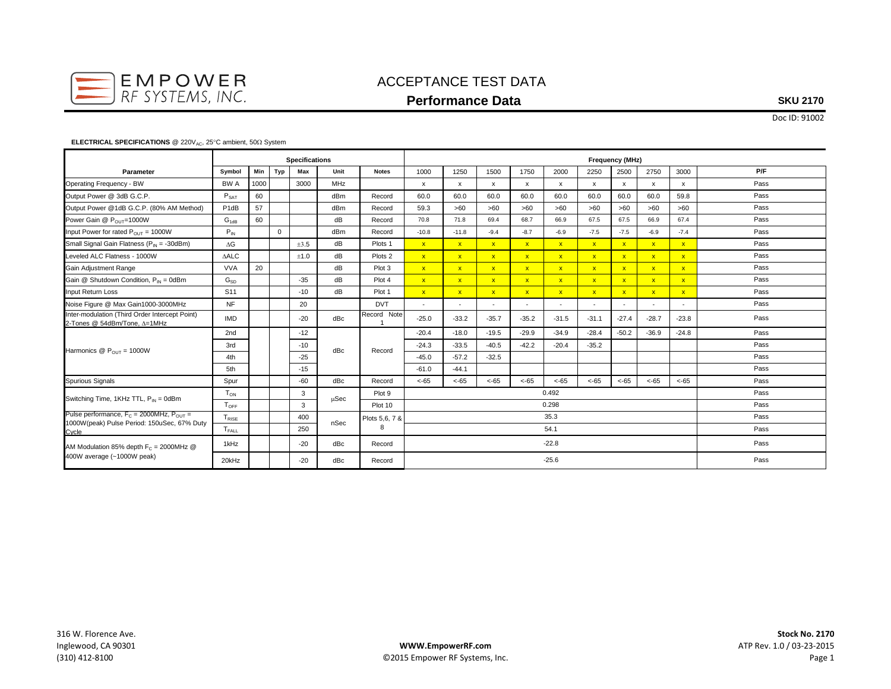EMPOWER RF SYSTEMS, INC.

# ACCEPTANCE TEST DATA

## Performance Data

**SKU 2170**

Doc ID: 91002

**ELECTRICAL SPECIFICATIONS** @ $220V_{AC}$, 25°C ambient, 50Ω System

| Parameter | Symbol | Min | Typ | Max | Unit | Notes | 1000 | 1250 | 1500 | 1750 | 2000 | 2250 | 2500 | 2750 | 3000 | P/F |
|---|---|---|---|---|---|---|---|---|---|---|---|---|---|---|---|---|
| | Specifications | | | | | | Frequency (MHz) | | | | | | | | | |
| Operating Frequency - BW | BW A | 1000 | | 3000 | MHz | | x | x | x | x | x | x | x | x | x | Pass |
| Output Power @ 3dB G.C.P. | $P_{SAT}$ | 60 | | | dBm | Record | 60.0 | 60.0 | 60.0 | 60.0 | 60.0 | 60.0 | 60.0 | 60.0 | 59.8 | Pass |
| Output Power @1dB G.C.P. (80% AM Method) | P1dB | 57 | | | dBm | Record | 59.3 | >60 | >60 | >60 | >60 | >60 | >60 | >60 | >60 | Pass |
| Power Gain @ $P_{OUT}$=1000W | $G_{1dB}$ | 60 | | | dB | Record | 70.8 | 71.8 | 69.4 | 68.7 | 66.9 | 67.5 | 67.5 | 66.9 | 67.4 | Pass |
| Input Power for rated $P_{OUT}$ = 1000W | $P_{IN}$ | | 0 | | dBm | Record | -10.8 | -11.8 | -9.4 | -8.7 | -6.9 | -7.5 | -7.5 | -6.9 | -7.4 | Pass |
| Small Signal Gain Flatness ($P_{IN}$ = -30dBm) | ΔG | | | ±3.5 | dB | Plots 1 | x | x | x | x | x | x | x | x | x | Pass |
| Leveled ALC Flatness - 1000W | ΔALC | | | ±1.0 | dB | Plots 2 | x | x | x | x | x | x | x | x | x | Pass |
| Gain Adjustment Range | VVA | 20 | | | dB | Plot 3 | x | x | x | x | x | x | x | x | x | Pass |
| Gain @ Shutdown Condition, $P_{IN}$ = 0dBm | $G_{SD}$ | | | -35 | dB | Plot 4 | x | x | x | x | x | x | x | x | x | Pass |
| Input Return Loss | S11 | | | -10 | dB | Plot 1 | x | x | x | x | x | x | x | x | x | Pass |
| Noise Figure @ Max Gain1000-3000MHz | NF | | | 20 | | DVT | - | - | - | - | - | - | - | - | - | Pass |
| Inter-modulation (Third Order Intercept Point) 2-Tones @ 54dBm/Tone, Δ=1MHz | IMD | | | -20 | dBc | Record Note 1 | -25.0 | -33.2 | -35.7 | -35.2 | -31.5 | -31.1 | -27.4 | -28.7 | -23.8 | Pass |
| Harmonics @ $P_{OUT}$ = 1000W | 2nd | | | -12 | dBc | Record | -20.4 | -18.0 | -19.5 | -29.9 | -34.9 | -28.4 | -50.2 | -36.9 | -24.8 | Pass |
| | 3rd | | | -10 | | | -24.3 | -33.5 | -40.5 | -42.2 | -20.4 | -35.2 | | | | Pass |
| | 4th | | | -25 | | | -45.0 | -57.2 | -32.5 | | | | | | | Pass |
| | 5th | | | -15 | | | -61.0 | -44.1 | | | | | | | | Pass |
| Spurious Signals | Spur | | | -60 | dBc | Record | <-65 | <-65 | <-65 | <-65 | <-65 | <-65 | <-65 | <-65 | <-65 | Pass |
| Switching Time, 1KHz TTL, $P_{IN}$ = 0dBm | $T_{ON}$ | | | 3 | μSec | Plot 9 | 0.492 | | | | | | | | | Pass |
| | $T_{OFF}$ | | | 3 | | Plot 10 | 0.298 | | | | | | | | | Pass |
| Pulse performance, $F_C$ = 2000MHz, $P_{OUT}$ = 1000W(peak) Pulse Period: 150uSec, 67% Duty Cycle | $T_{RISE}$ | | | 400 | nSec | Plots 5,6, 7 & 8 | 35.3 | | | | | | | | | Pass |
| | $T_{FALL}$ | | | 250 | | | 54.1 | | | | | | | | | Pass |
| AM Modulation 85% depth $F_C$ = 2000MHz @ 400W average (~1000W peak) | 1kHz | | | -20 | dBc | Record | -22.8 | | | | | | | | | Pass |
| | 20kHz | | | -20 | dBc | Record | -25.6 | | | | | | | | | Pass |

316 W. Florence Ave.
Inglewood, CA 90301
(310) 412-8100

**WWW.EmpowerRF.com**
©2015 Empower RF Systems, Inc.

**Stock No. 2170**
ATP Rev. 1.0 / 03-23-2015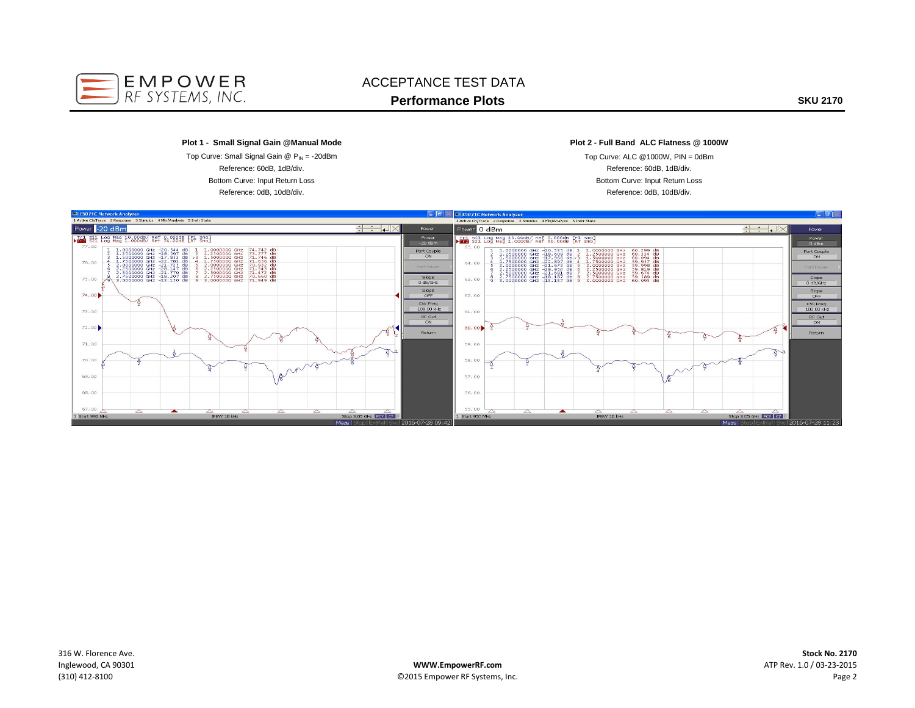# ACCEPTANCE TEST DATA

## Performance Plots

**SKU 2170**

**Plot 1 - Small Signal Gain @Manual Mode**

Top Curve: Small Signal Gain @ $P_{IN}$ = -20dBm

Reference: 60dB, 1dB/div.

Bottom Curve: Input Return Loss

Reference: 0dB, 10dB/div.

**Plot 2 - Full Band ALC Flatness @ 1000W**

Top Curve: ALC @1000W, PIN = 0dBm

Reference: 60dB, 1dB/div.

Bottom Curve: Input Return Loss

Reference: 0dB, 10dB/div.

316 W. Florence Ave.
Inglewood, CA 90301
(310) 412-8100

**WWW.EmpowerRF.com**
©2015 Empower RF Systems, Inc.

**Stock No. 2170**
ATP Rev. 1.0 / 03-23-2015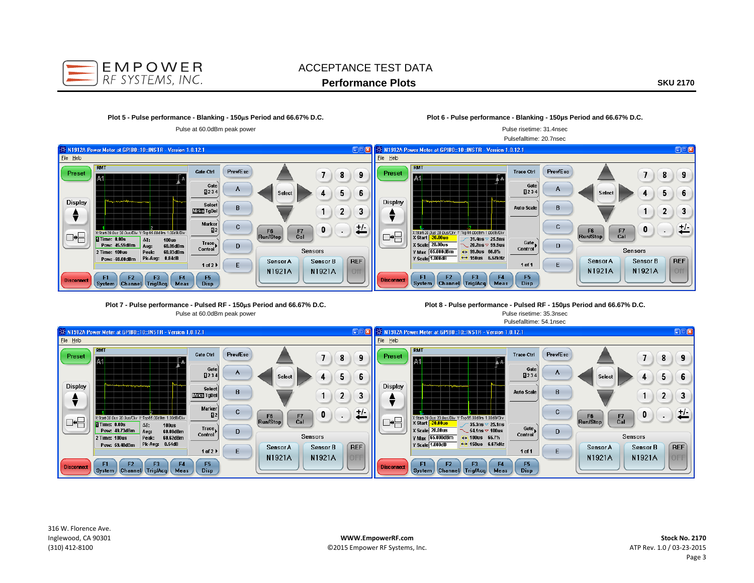# ACCEPTANCE TEST DATA

## Performance Plots

**SKU 2170**

**Plot 5 - Pulse performance - Blanking - 150µs Period and 66.67% D.C.**

Pulse at 60.0dBm peak power

**Plot 6 - Pulse performance - Blanking - 150µs Period and 66.67% D.C.**

Pulse risetime: 31.4nsec

Pulsefalltime: 20.7nsec

**Plot 7 - Pulse performance - Pulsed RF - 150µs Period and 66.67% D.C.**

Pulse at 60.0dBm peak power

**Plot 8 - Pulse performance - Pulsed RF - 150µs Period and 66.67% D.C.**

Pulse risetime: 35.3nsec

Pulsefalltime: 54.1nsec